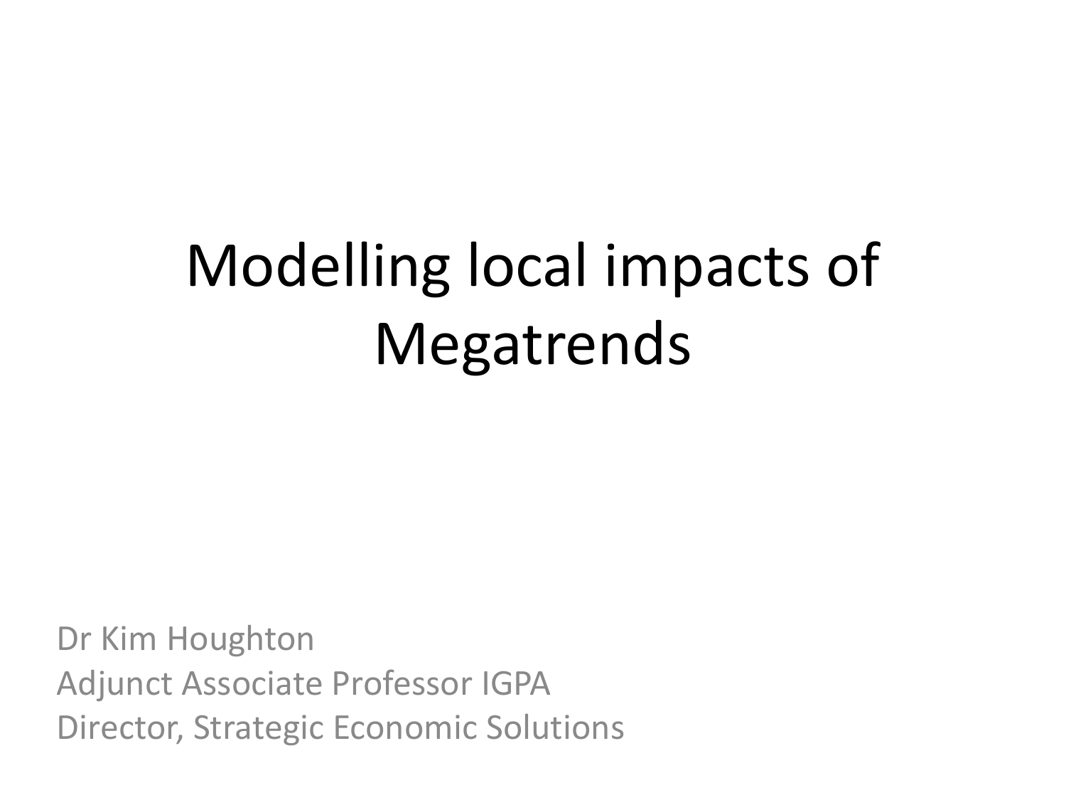# Modelling local impacts of Megatrends

Dr Kim Houghton
Adjunct Associate Professor IGPA
Director, Strategic Economic Solutions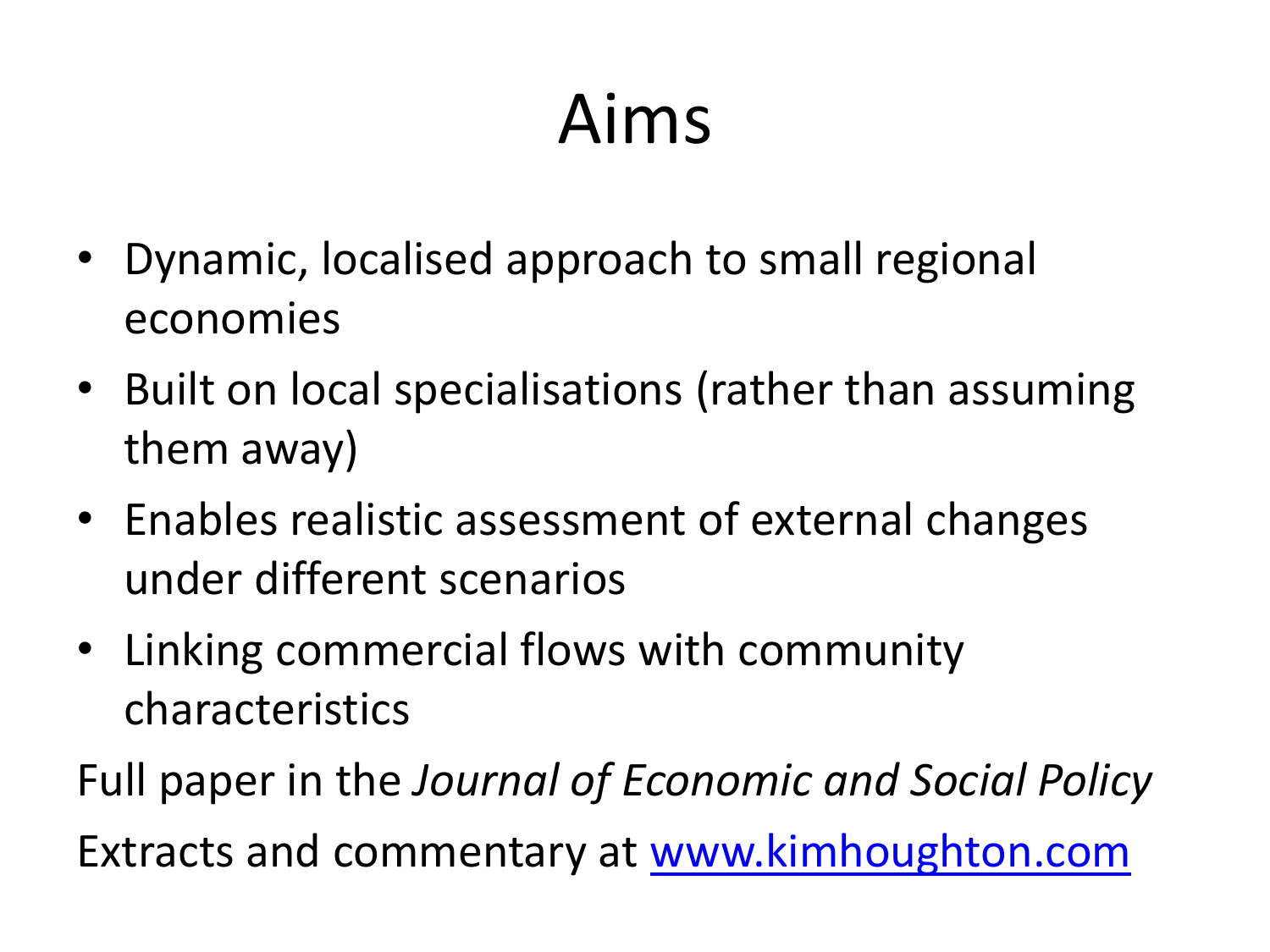# Aims

- Dynamic, localised approach to small regional economies
- Built on local specialisations (rather than assuming them away)
- Enables realistic assessment of external changes under different scenarios
- Linking commercial flows with community characteristics

Full paper in the *Journal of Economic and Social Policy*

Extracts and commentary at [www.kimhoughton.com](http://www.kimhoughton.com)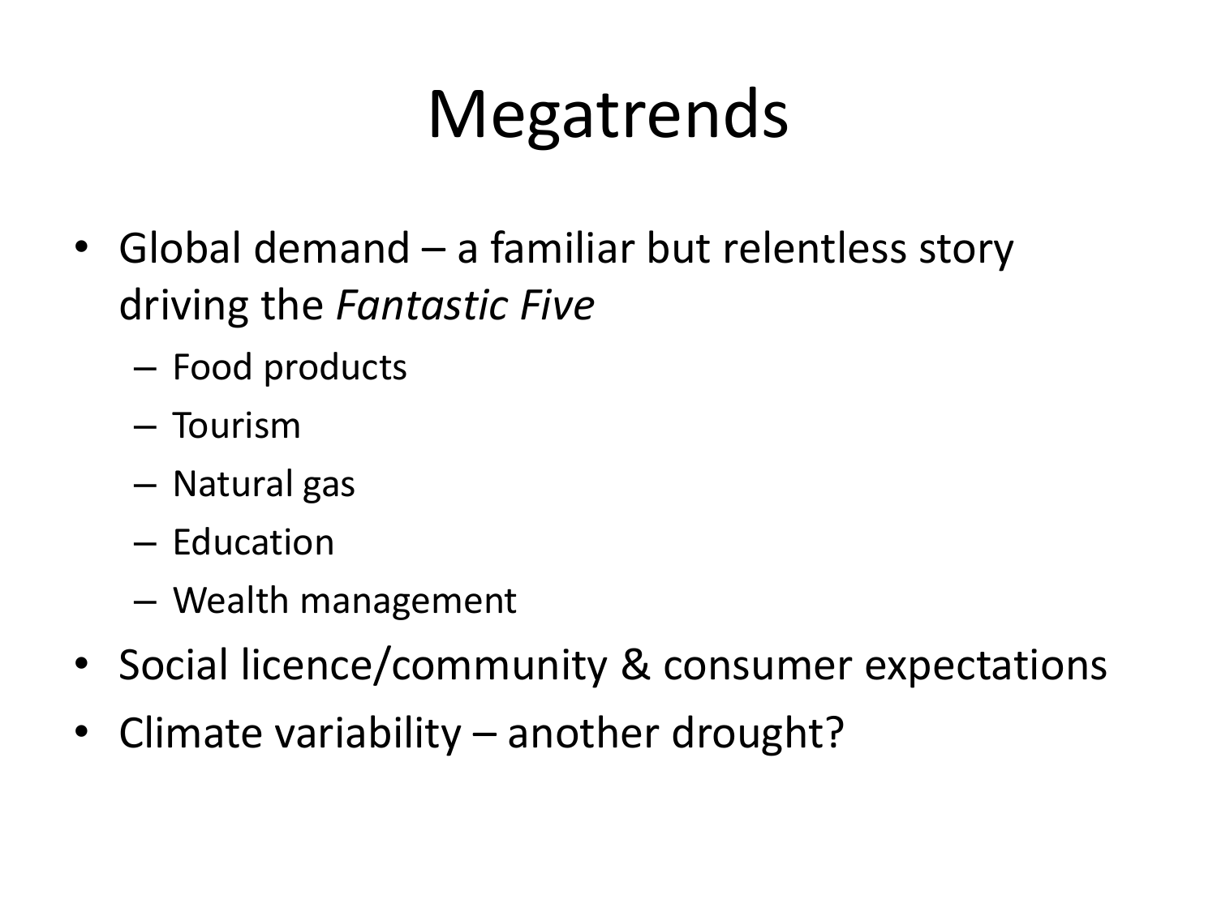# Megatrends

- Global demand – a familiar but relentless story driving the *Fantastic Five*
  - Food products
  - Tourism
  - Natural gas
  - Education
  - Wealth management
- Social licence/community & consumer expectations
- Climate variability – another drought?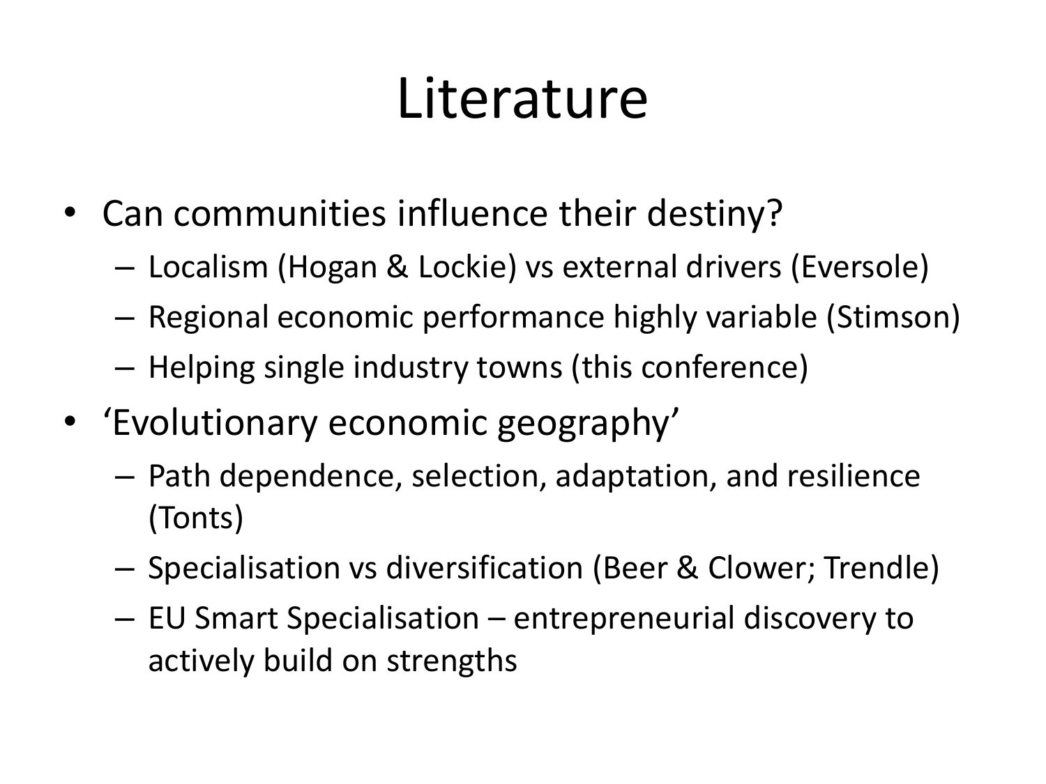# Literature

- Can communities influence their destiny?
  - Localism (Hogan & Lockie) vs external drivers (Eversole)
  - Regional economic performance highly variable (Stimson)
  - Helping single industry towns (this conference)
- 'Evolutionary economic geography'
  - Path dependence, selection, adaptation, and resilience (Tonts)
  - Specialisation vs diversification (Beer & Clower; Trendle)
  - EU Smart Specialisation – entrepreneurial discovery to actively build on strengths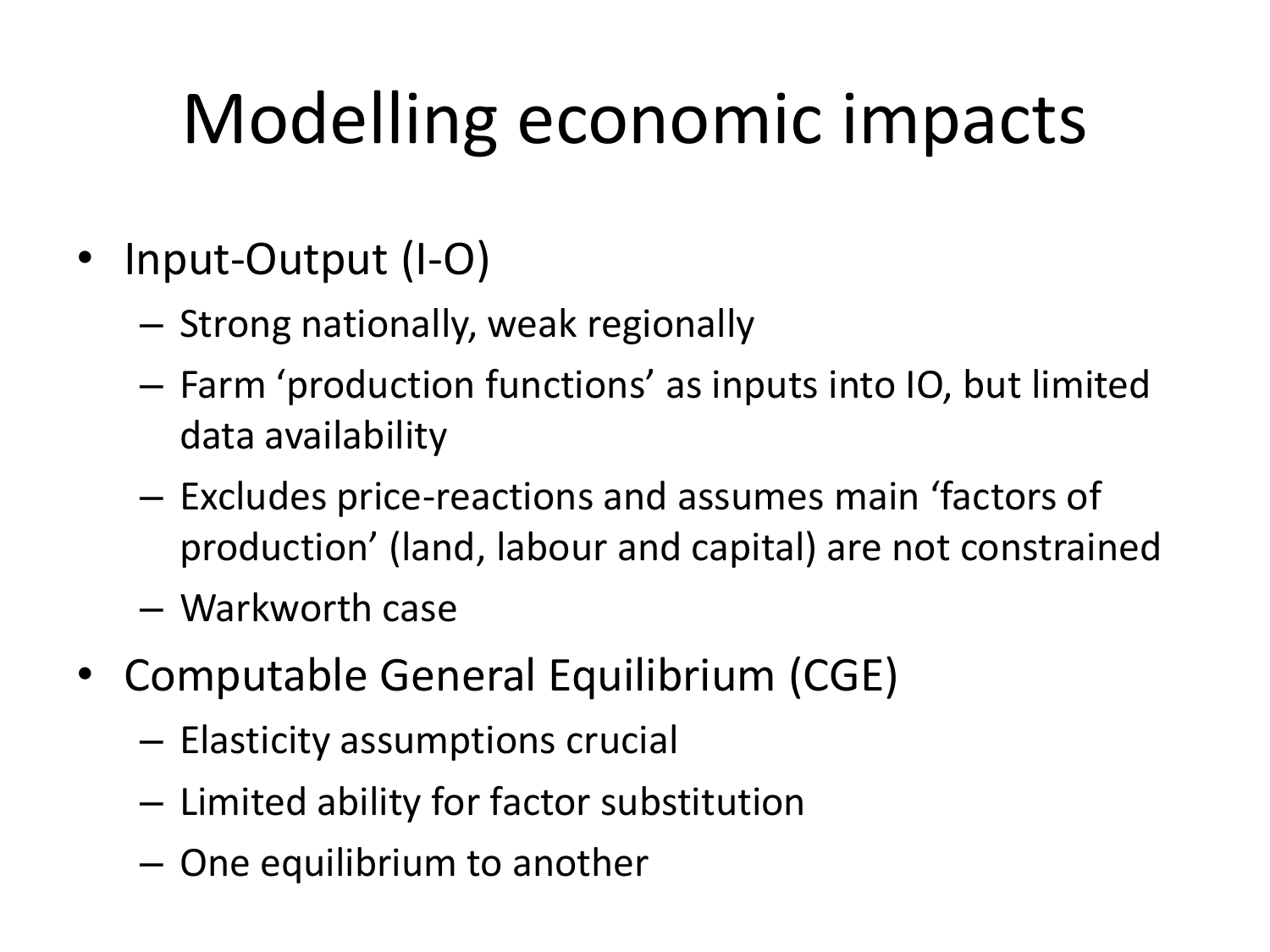# Modelling economic impacts

- Input-Output (I-O)
  - Strong nationally, weak regionally
  - Farm 'production functions' as inputs into IO, but limited data availability
  - Excludes price-reactions and assumes main 'factors of production' (land, labour and capital) are not constrained
  - Warkworth case
- Computable General Equilibrium (CGE)
  - Elasticity assumptions crucial
  - Limited ability for factor substitution
  - One equilibrium to another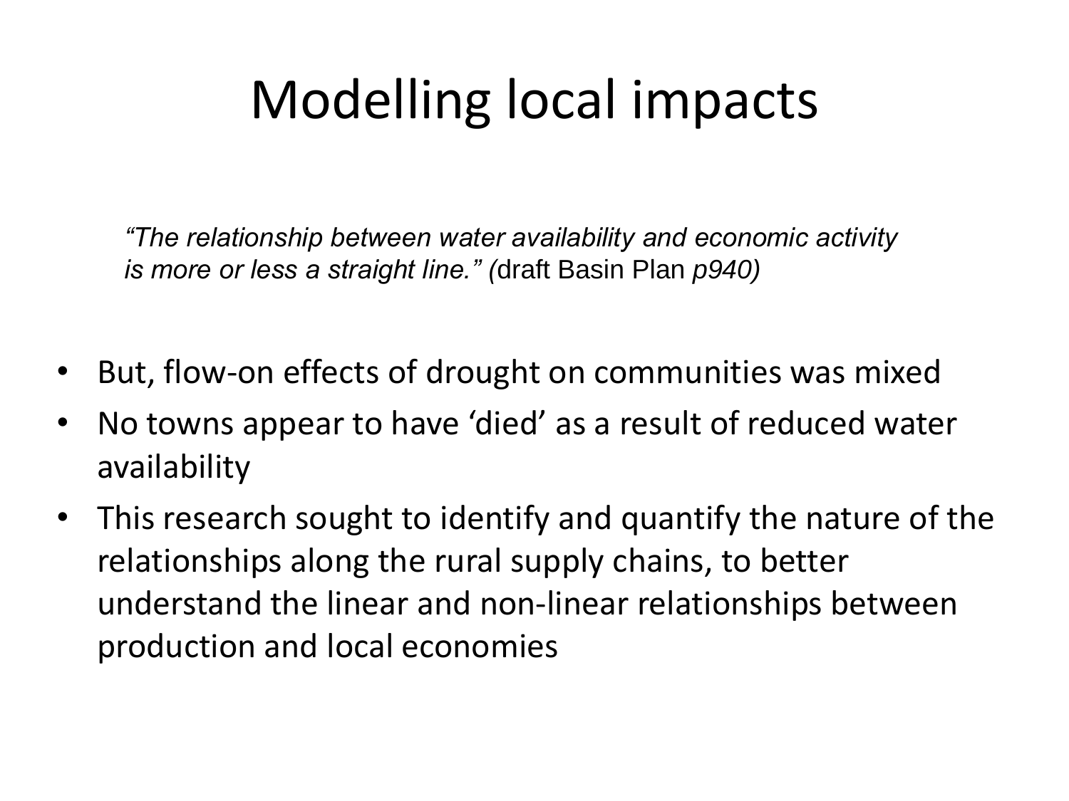# Modelling local impacts

*"The relationship between water availability and economic activity is more or less a straight line." (*draft Basin Plan *p940)*

- But, flow-on effects of drought on communities was mixed
- No towns appear to have 'died' as a result of reduced water availability
- This research sought to identify and quantify the nature of the relationships along the rural supply chains, to better understand the linear and non-linear relationships between production and local economies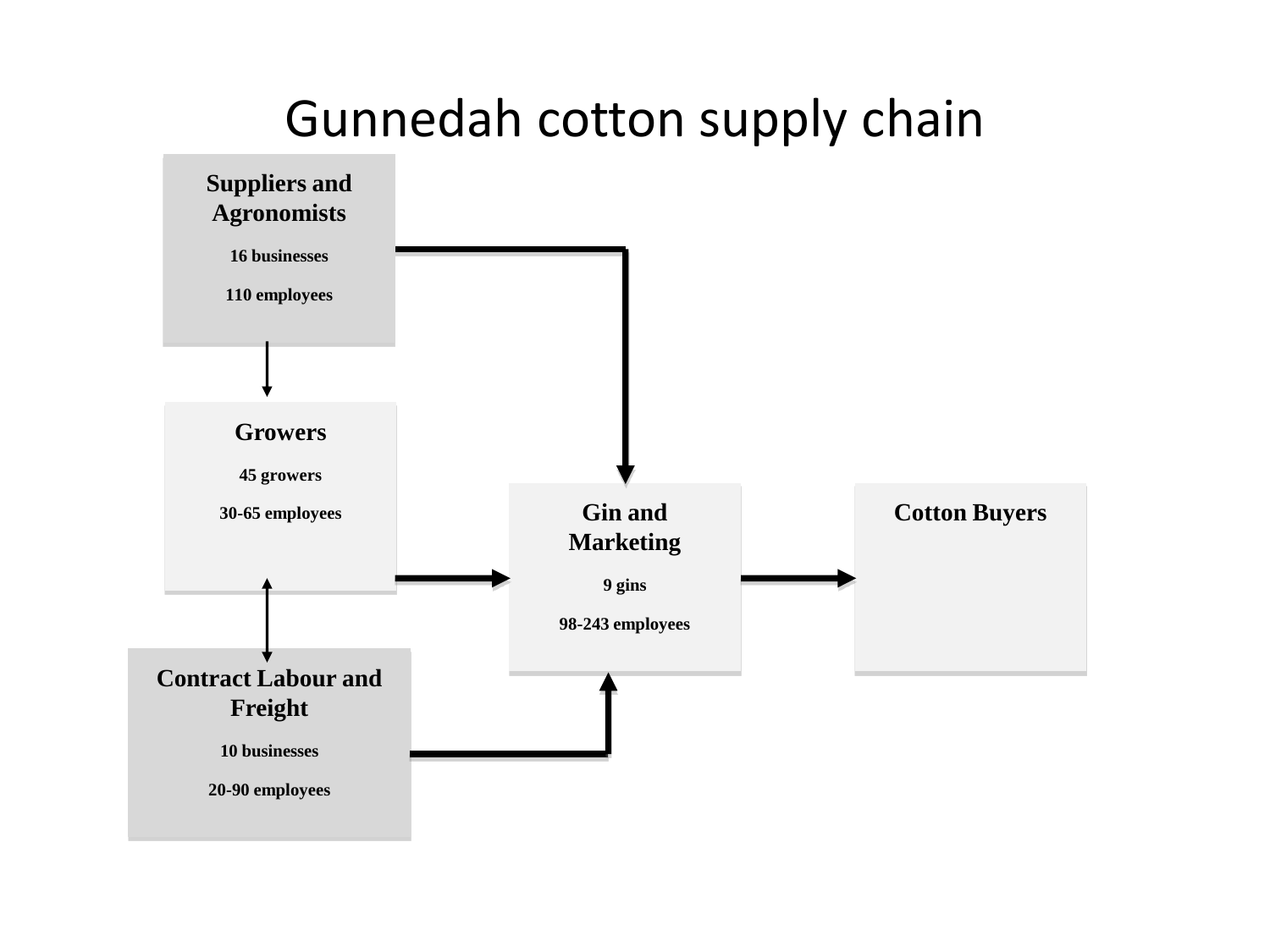# Gunnedah cotton supply chain

**Suppliers and Agronomists**

**16 businesses**

**110 employees**

**Growers**

**45 growers**

**30-65 employees**

**Gin and Marketing**

**9 gins**

**98-243 employees**

**Cotton Buyers**

**Contract Labour and Freight**

**10 businesses**

**20-90 employees**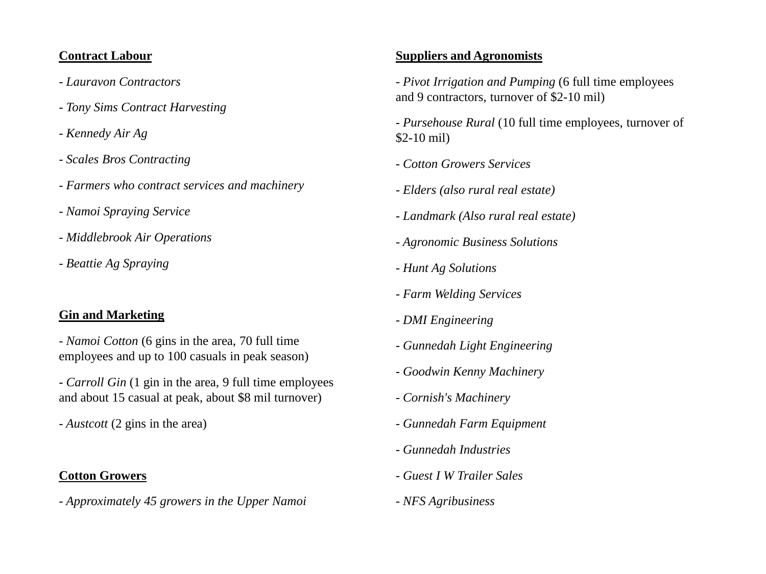**Contract Labour**

- *Lauravon Contractors*
- *Tony Sims Contract Harvesting*
- *Kennedy Air Ag*
- *Scales Bros Contracting*
- *Farmers who contract services and machinery*
- *Namoi Spraying Service*
- *Middlebrook Air Operations*
- *Beattie Ag Spraying*

**Gin and Marketing**

- *Namoi Cotton* (6 gins in the area, 70 full time employees and up to 100 casuals in peak season)
- *Carroll Gin* (1 gin in the area, 9 full time employees and about 15 casual at peak, about $8 mil turnover)
- *Austcott* (2 gins in the area)

**Cotton Growers**

- *Approximately 45 growers in the Upper Namoi*

**Suppliers and Agronomists**

- *Pivot Irrigation and Pumping* (6 full time employees and 9 contractors, turnover of $2-10 mil)
- *Pursehouse Rural* (10 full time employees, turnover of $2-10 mil)
- *Cotton Growers Services*
- *Elders (also rural real estate)*
- *Landmark (Also rural real estate)*
- *Agronomic Business Solutions*
- *Hunt Ag Solutions*
- *Farm Welding Services*
- *DMI Engineering*
- *Gunnedah Light Engineering*
- *Goodwin Kenny Machinery*
- *Cornish's Machinery*
- *Gunnedah Farm Equipment*
- *Gunnedah Industries*
- *Guest I W Trailer Sales*
- *NFS Agribusiness*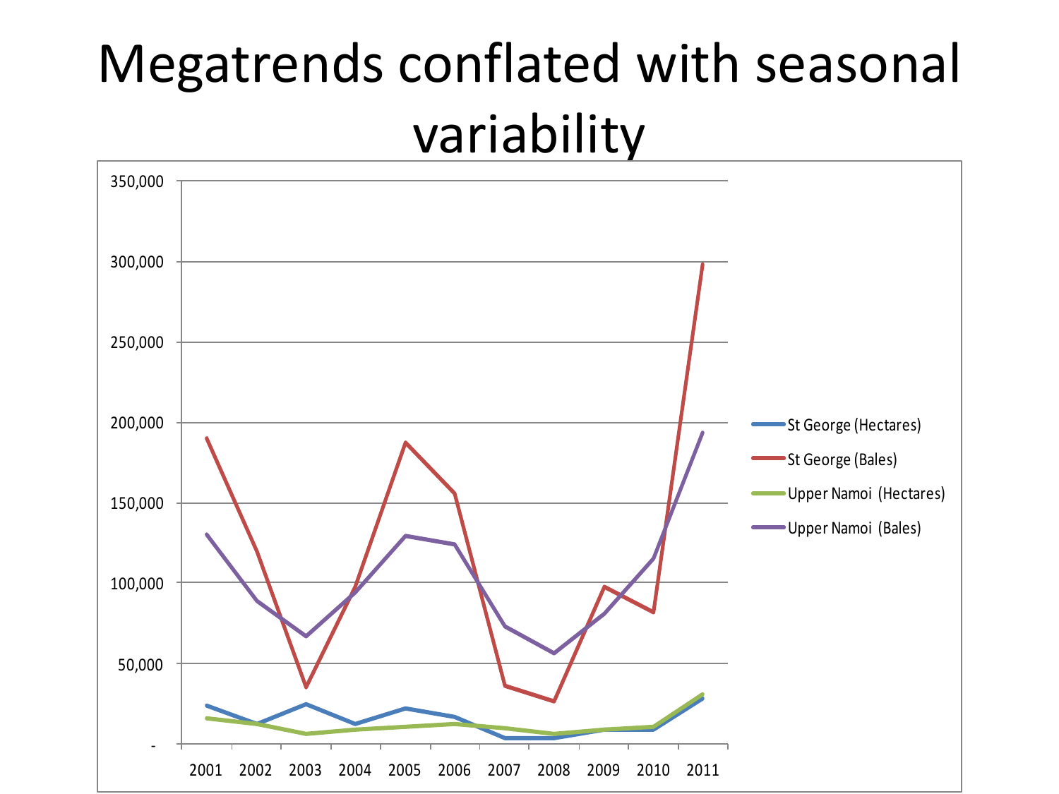# Megatrends conflated with seasonal variability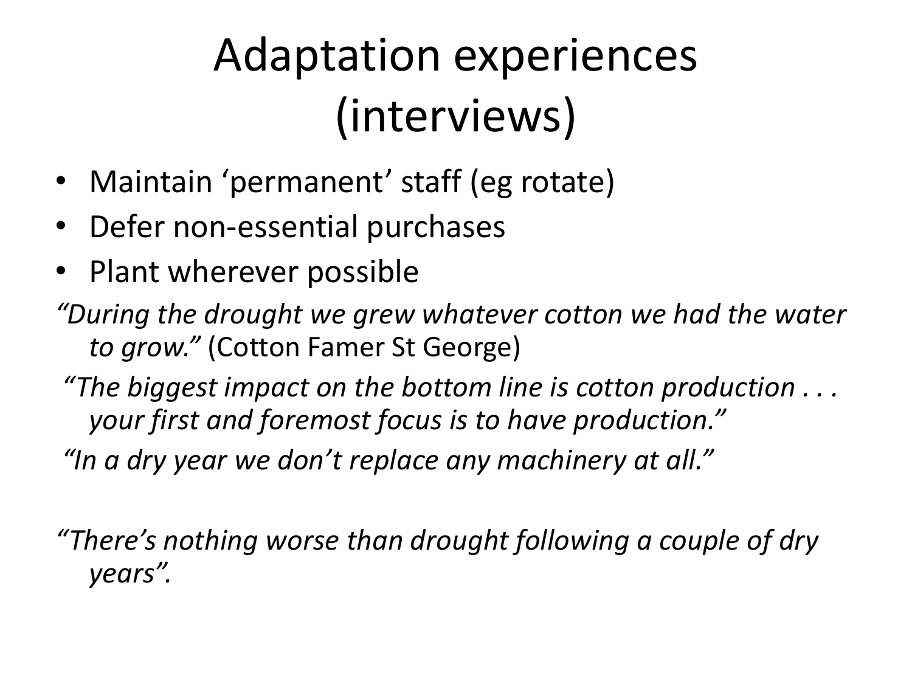# Adaptation experiences (interviews)

- Maintain 'permanent' staff (eg rotate)
- Defer non-essential purchases
- Plant wherever possible

*"During the drought we grew whatever cotton we had the water to grow."* (Cotton Famer St George)

*"The biggest impact on the bottom line is cotton production . . . your first and foremost focus is to have production."*

*"In a dry year we don't replace any machinery at all."*

*"There's nothing worse than drought following a couple of dry years".*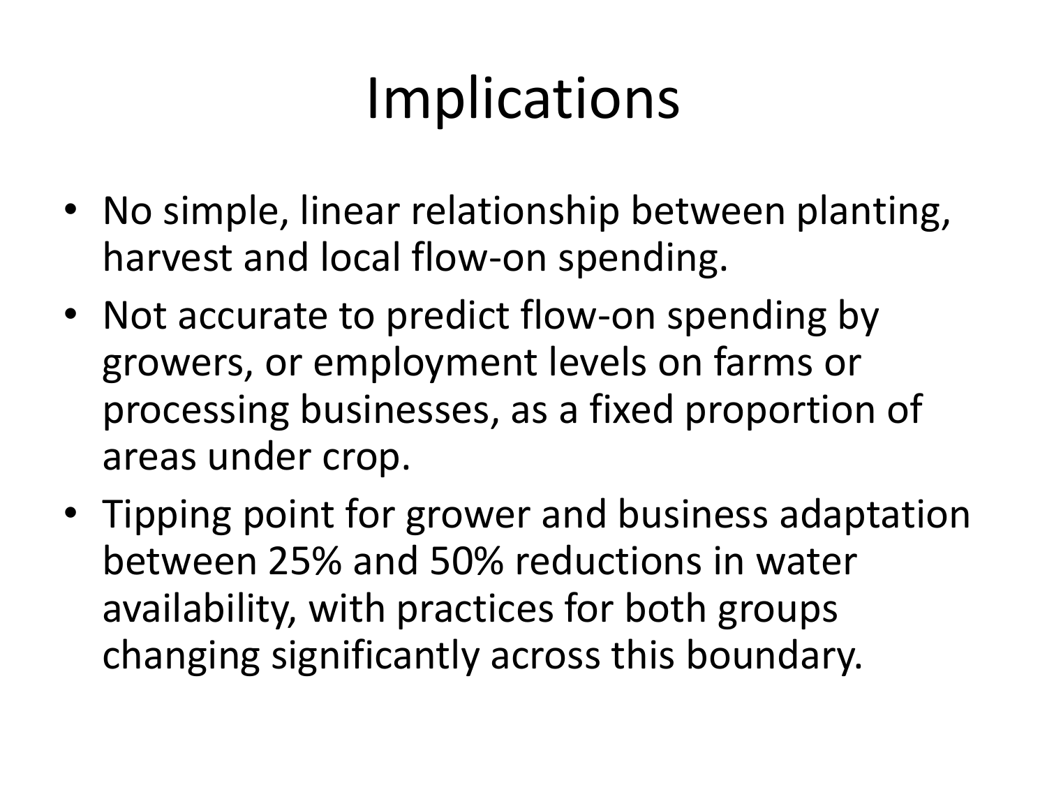# Implications

- No simple, linear relationship between planting, harvest and local flow-on spending.
- Not accurate to predict flow-on spending by growers, or employment levels on farms or processing businesses, as a fixed proportion of areas under crop.
- Tipping point for grower and business adaptation between 25% and 50% reductions in water availability, with practices for both groups changing significantly across this boundary.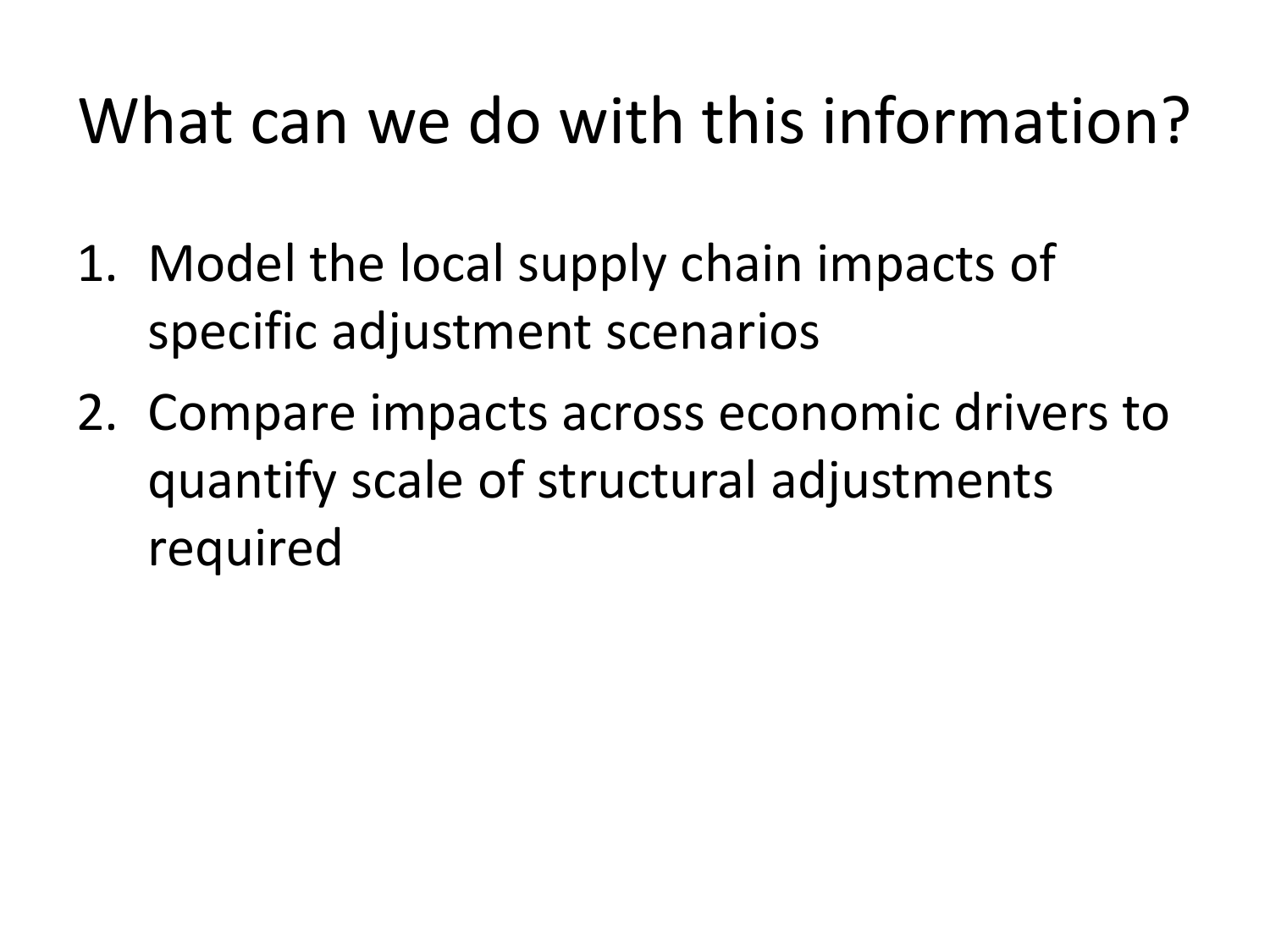# What can we do with this information?

1. Model the local supply chain impacts of specific adjustment scenarios
2. Compare impacts across economic drivers to quantify scale of structural adjustments required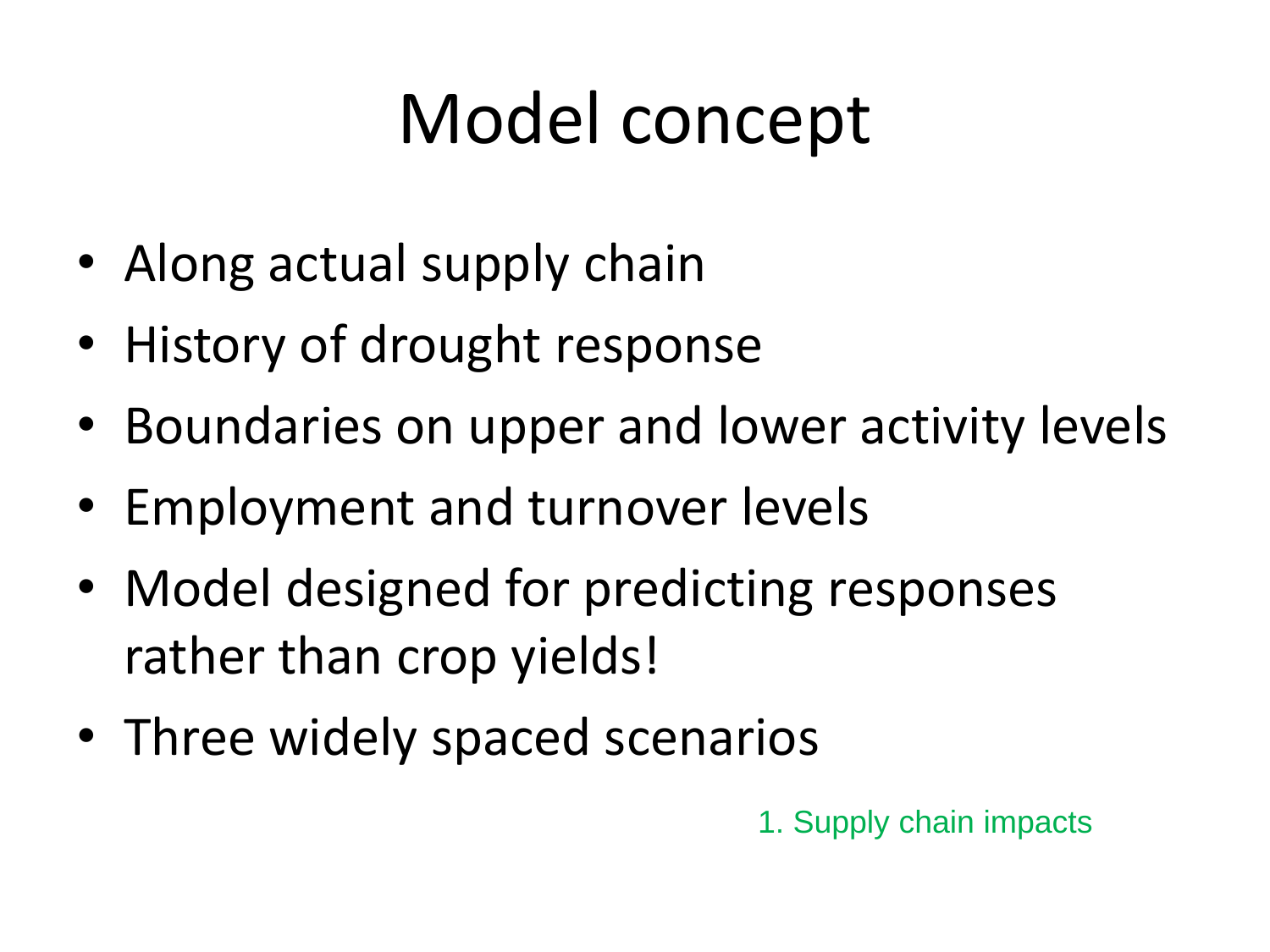# Model concept

- Along actual supply chain
- History of drought response
- Boundaries on upper and lower activity levels
- Employment and turnover levels
- Model designed for predicting responses rather than crop yields!
- Three widely spaced scenarios

1. Supply chain impacts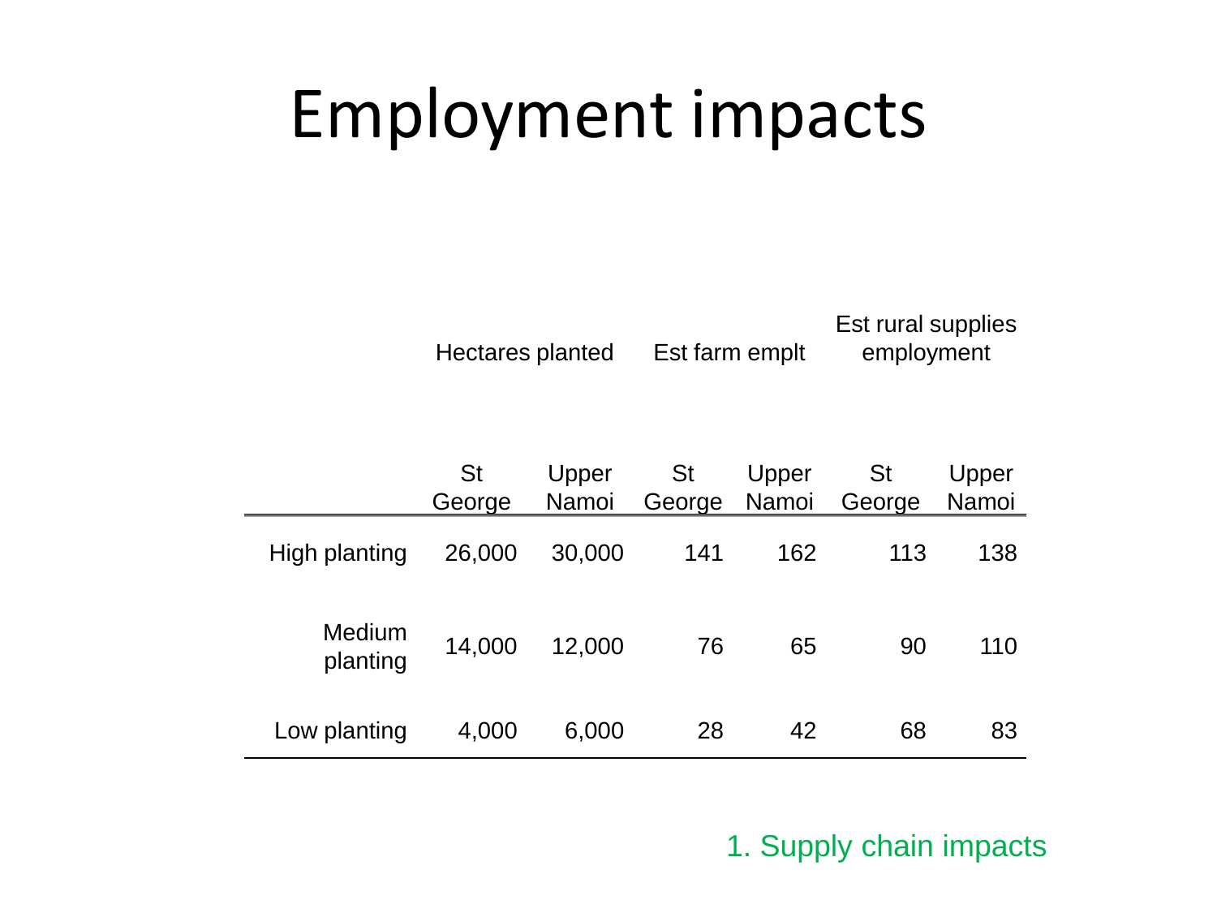# Employment impacts

| | Hectares planted | | Est farm emplt | | Est rural supplies employment | |
|---|---|---|---|---|---|---|
| | St George | Upper Namoi | St George | Upper Namoi | St George | Upper Namoi |
| High planting | 26,000 | 30,000 | 141 | 162 | 113 | 138 |
| Medium planting | 14,000 | 12,000 | 76 | 65 | 90 | 110 |
| Low planting | 4,000 | 6,000 | 28 | 42 | 68 | 83 |

1. Supply chain impacts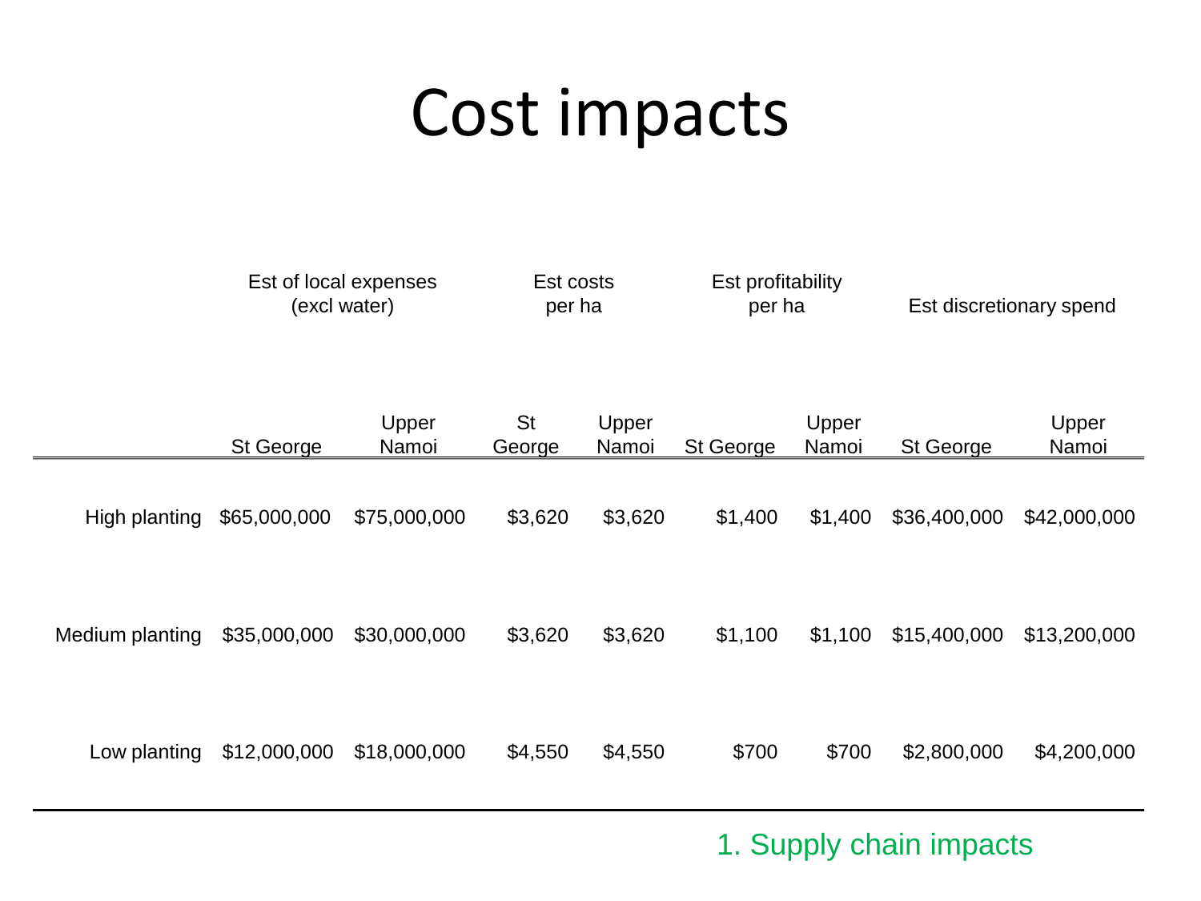# Cost impacts

| | Est of local expenses (excl water) | | Est costs per ha | | Est profitability per ha | | Est discretionary spend | |
|---|---|---|---|---|---|---|---|---|
| | St George | Upper Namoi | St George | Upper Namoi | St George | Upper Namoi | St George | Upper Namoi |
| High planting | $65,000,000 | $75,000,000 | $3,620 | $3,620 | $1,400 | $1,400 | $36,400,000 | $42,000,000 |
| Medium planting | $35,000,000 | $30,000,000 | $3,620 | $3,620 | $1,100 | $1,100 | $15,400,000 | $13,200,000 |
| Low planting | $12,000,000 | $18,000,000 | $4,550 | $4,550 | $700 | $700 | $2,800,000 | $4,200,000 |

1. Supply chain impacts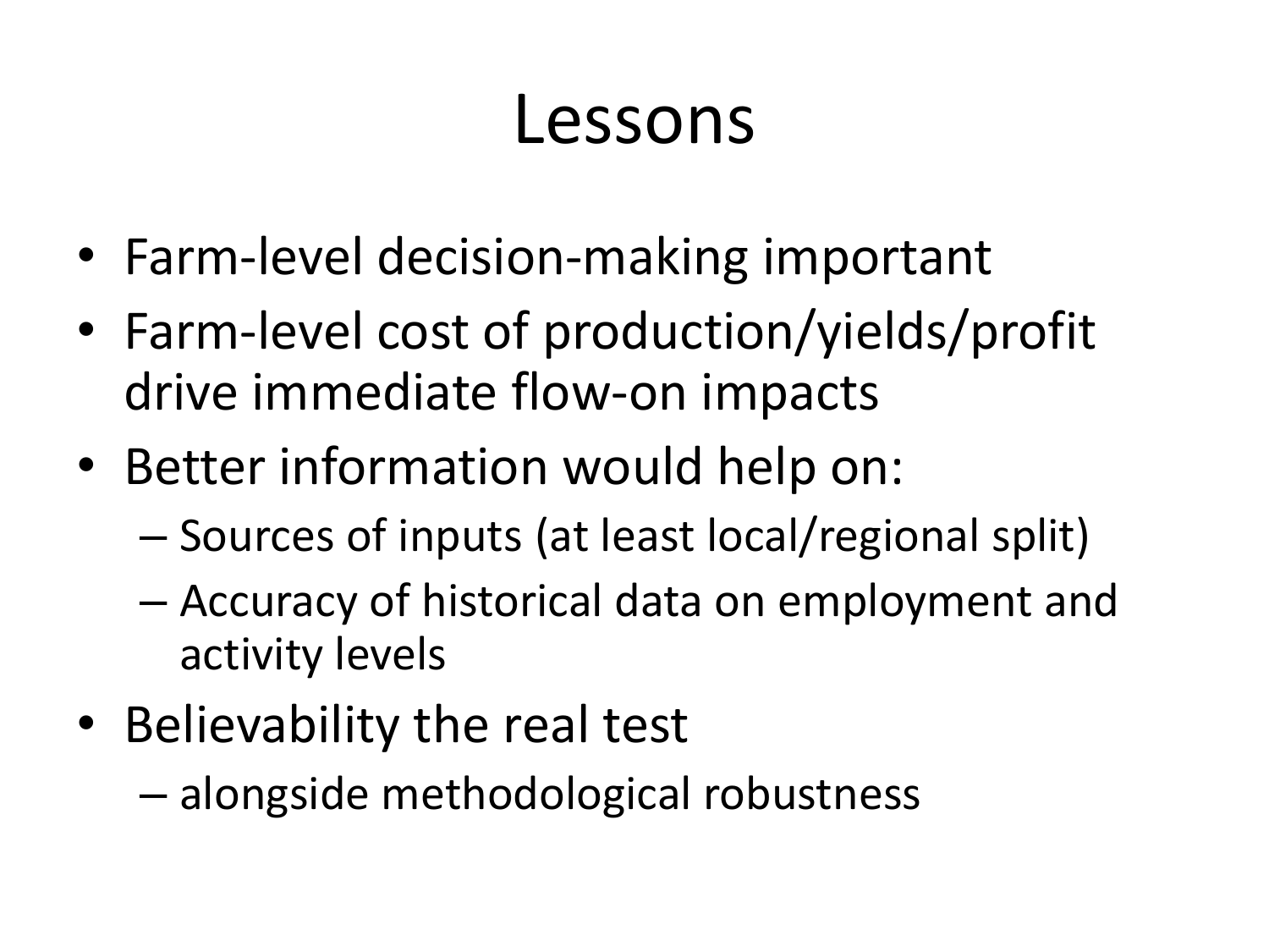# Lessons

- Farm-level decision-making important
- Farm-level cost of production/yields/profit drive immediate flow-on impacts
- Better information would help on:
  - Sources of inputs (at least local/regional split)
  - Accuracy of historical data on employment and activity levels
- Believability the real test
  - alongside methodological robustness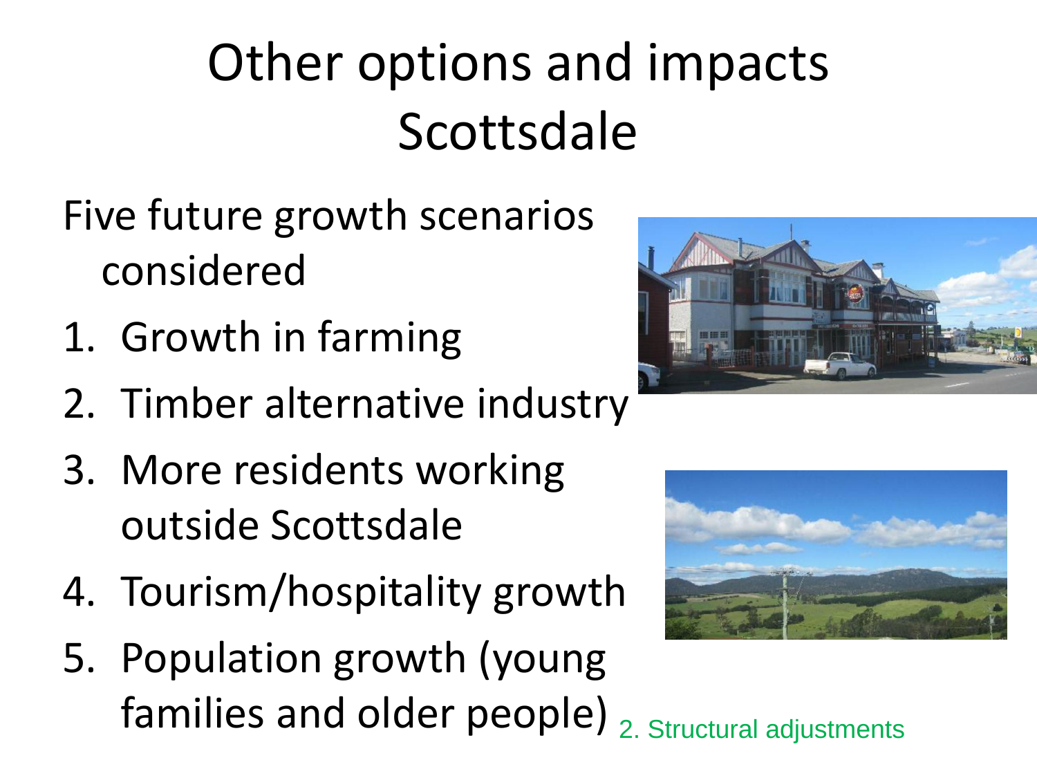# Other options and impacts Scottsdale

Five future growth scenarios considered

1. Growth in farming
2. Timber alternative industry
3. More residents working outside Scottsdale
4. Tourism/hospitality growth
5. Population growth (young families and older people)

2. Structural adjustments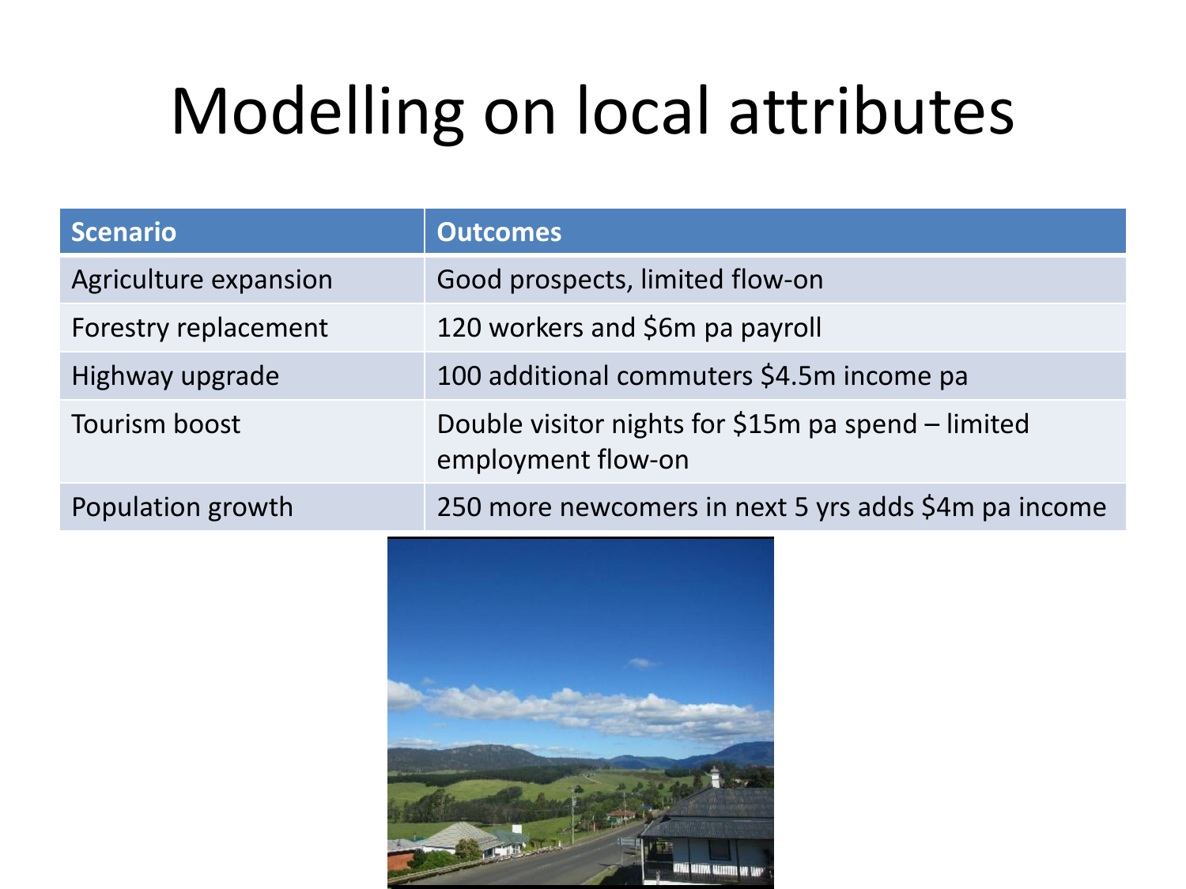# Modelling on local attributes

| Scenario | Outcomes |
| --- | --- |
| Agriculture expansion | Good prospects, limited flow-on |
| Forestry replacement | 120 workers and $6m pa payroll |
| Highway upgrade | 100 additional commuters $4.5m income pa |
| Tourism boost | Double visitor nights for $15m pa spend – limited employment flow-on |
| Population growth | 250 more newcomers in next 5 yrs adds $4m pa income |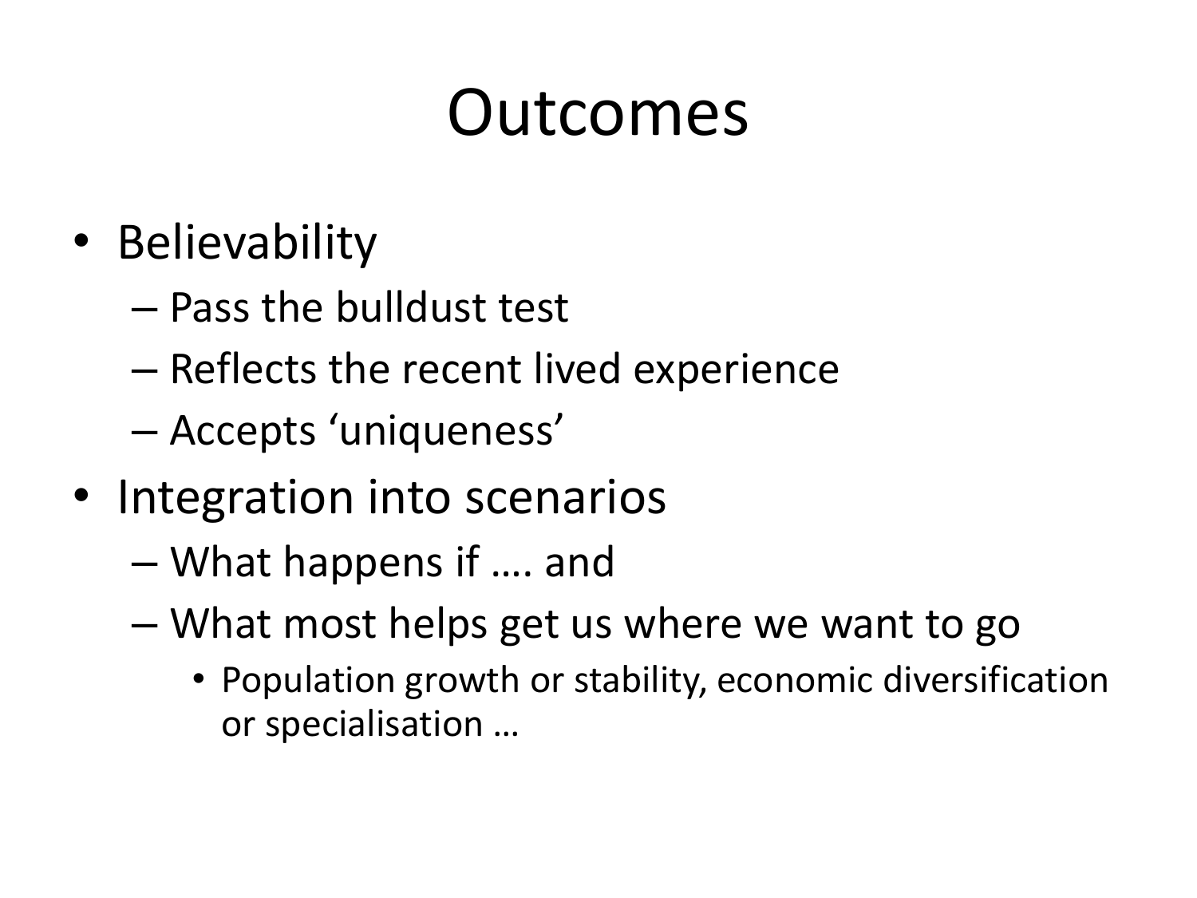# Outcomes

- Believability
  - Pass the bulldust test
  - Reflects the recent lived experience
  - Accepts ‘uniqueness’
- Integration into scenarios
  - What happens if …. and
  - What most helps get us where we want to go
    - Population growth or stability, economic diversification or specialisation …